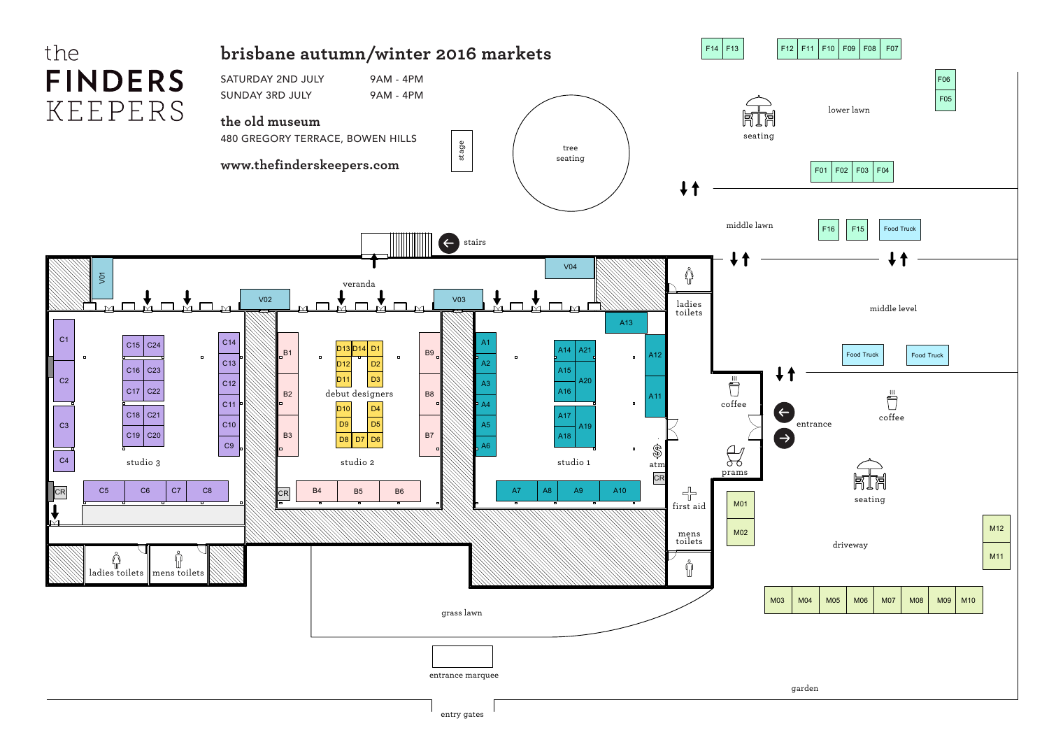# the FINDERS KEEPERS

## brisbane autumn/winter 2016 markets

SATURDAY 2ND JULY 9AM - 4PM
SUNDAY 3RD JULY 9AM - 4PM

**the old museum**
480 GREGORY TERRACE, BOWEN HILLS

**www.thefinderskeepers.com**

stage

tree seating

stairs

veranda

F14 F13 F12 F11 F10 F09 F08 F07 F06 F05

seating

lower lawn

F01 F02 F03 F04

middle lawn

F16 F15 Food Truck

V01 V02 V03 V04

middle level

Food Truck Food Truck

ladies toilets

coffee

coffee

entrance

prams

seating

atm

CR

first aid

mens toilets

M01 M02

driveway

M12 M11

M03 M04 M05 M06 M07 M08 M09 M10

C1 C2 C3 C4 C5 C6 C7 C8 C9 C10 C11 C12 C13 C14 C15 C16 C17 C18 C19 C20 C21 C22 C23 C24

studio 3

CR

ladies toilets mens toilets

B1 B2 B3 B4 B5 B6 B7 B8 B9

D1 D2 D3 D4 D5 D6 D7 D8 D9 D10 D11 D12 D13 D14

debut designers

studio 2

CR

A1 A2 A3 A4 A5 A6 A7 A8 A9 A10 A11 A12 A13 A14 A15 A16 A17 A18 A19 A20 A21

studio 1

grass lawn

entrance marquee

garden

entry gates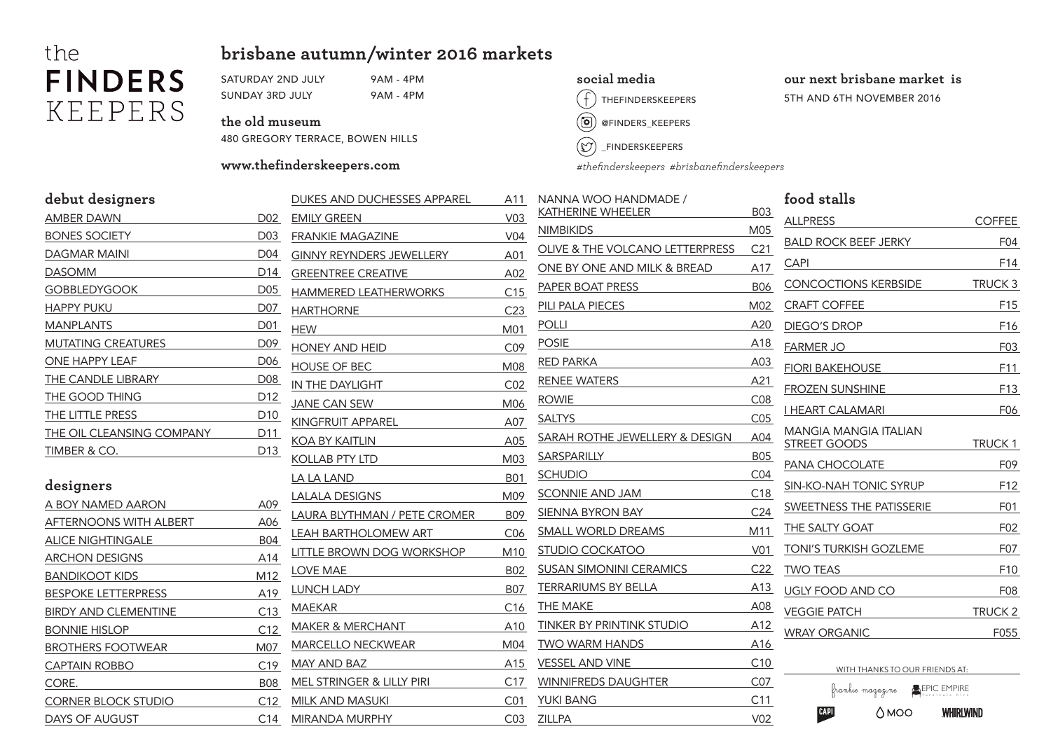# the FINDERS KEEPERS

## brisbane autumn/winter 2016 markets

SATURDAY 2ND JULY 9AM - 4PM
SUNDAY 3RD JULY 9AM - 4PM

**the old museum**
480 GREGORY TERRACE, BOWEN HILLS

**www.thefinderskeepers.com**

**social media**
THEFINDERSKEEPERS
@FINDERS_KEEPERS
_FINDERSKEEPERS
*#thefinderskeepers #brisbanefinderskeepers*

**our next brisbane market is**
5TH AND 6TH NOVEMBER 2016

## debut designers

| | |
|---|---|
| AMBER DAWN | D02 |
| BONES SOCIETY | D03 |
| DAGMAR MAINI | D04 |
| DASOMM | D14 |
| GOBBLEDYGOOK | D05 |
| HAPPY PUKU | D07 |
| MANPLANTS | D01 |
| MUTATING CREATURES | D09 |
| ONE HAPPY LEAF | D06 |
| THE CANDLE LIBRARY | D08 |
| THE GOOD THING | D12 |
| THE LITTLE PRESS | D10 |
| THE OIL CLEANSING COMPANY | D11 |
| TIMBER & CO. | D13 |

## designers

| | |
|---|---|
| A BOY NAMED AARON | A09 |
| AFTERNOONS WITH ALBERT | A06 |
| ALICE NIGHTINGALE | B04 |
| ARCHON DESIGNS | A14 |
| BANDIKOOT KIDS | M12 |
| BESPOKE LETTERPRESS | A19 |
| BIRDY AND CLEMENTINE | C13 |
| BONNIE HISLOP | C12 |
| BROTHERS FOOTWEAR | M07 |
| CAPTAIN ROBBO | C19 |
| CORE. | B08 |
| CORNER BLOCK STUDIO | C12 |
| DAYS OF AUGUST | C14 |
| DUKES AND DUCHESSES APPAREL | A11 |
| EMILY GREEN | V03 |
| FRANKIE MAGAZINE | V04 |
| GINNY REYNDERS JEWELLERY | A01 |
| GREENTREE CREATIVE | A02 |
| HAMMERED LEATHERWORKS | C15 |
| HARTHORNE | C23 |
| HEW | M01 |
| HONEY AND HEID | C09 |
| HOUSE OF BEC | M08 |
| IN THE DAYLIGHT | C02 |
| JANE CAN SEW | M06 |
| KINGFRUIT APPAREL | A07 |
| KOA BY KAITLIN | A05 |
| KOLLAB PTY LTD | M03 |
| LA LA LAND | B01 |
| LALALA DESIGNS | M09 |
| LAURA BLYTHMAN / PETE CROMER | B09 |
| LEAH BARTHOLOMEW ART | C06 |
| LITTLE BROWN DOG WORKSHOP | M10 |
| LOVE MAE | B02 |
| LUNCH LADY | B07 |
| MAEKAR | C16 |
| MAKER & MERCHANT | A10 |
| MARCELLO NECKWEAR | M04 |
| MAY AND BAZ | A15 |
| MEL STRINGER & LILLY PIRI | C17 |
| MILK AND MASUKI | C01 |
| MIRANDA MURPHY | C03 |
| NANNA WOO HANDMADE / KATHERINE WHEELER | B03 |
| NIMBIKIDS | M05 |
| OLIVE & THE VOLCANO LETTERPRESS | C21 |
| ONE BY ONE AND MILK & BREAD | A17 |
| PAPER BOAT PRESS | B06 |
| PILI PALA PIECES | M02 |
| POLLI | A20 |
| POSIE | A18 |
| RED PARKA | A03 |
| RENEE WATERS | A21 |
| ROWIE | C08 |
| SALTYS | C05 |
| SARAH ROTHE JEWELLERY & DESIGN | A04 |
| SARSPARILLY | B05 |
| SCHUDIO | C04 |
| SCONNIE AND JAM | C18 |
| SIENNA BYRON BAY | C24 |
| SMALL WORLD DREAMS | M11 |
| STUDIO COCKATOO | V01 |
| SUSAN SIMONINI CERAMICS | C22 |
| TERRARIUMS BY BELLA | A13 |
| THE MAKE | A08 |
| TINKER BY PRINTINK STUDIO | A12 |
| TWO WARM HANDS | A16 |
| VESSEL AND VINE | C10 |
| WINNIFREDS DAUGHTER | C07 |
| YUKI BANG | C11 |
| ZILLPA | V02 |

## food stalls

| | |
|---|---|
| ALLPRESS | COFFEE |
| BALD ROCK BEEF JERKY | F04 |
| CAPI | F14 |
| CONCOCTIONS KERBSIDE | TRUCK 3 |
| CRAFT COFFEE | F15 |
| DIEGO'S DROP | F16 |
| FARMER JO | F03 |
| FIORI BAKEHOUSE | F11 |
| FROZEN SUNSHINE | F13 |
| I HEART CALAMARI | F06 |
| MANGIA MANGIA ITALIAN STREET GOODS | TRUCK 1 |
| PANA CHOCOLATE | F09 |
| SIN-KO-NAH TONIC SYRUP | F12 |
| SWEETNESS THE PATISSERIE | F01 |
| THE SALTY GOAT | F02 |
| TONI'S TURKISH GOZLEME | F07 |
| TWO TEAS | F10 |
| UGLY FOOD AND CO | F08 |
| VEGGIE PATCH | TRUCK 2 |
| WRAY ORGANIC | F055 |

WITH THANKS TO OUR FRIENDS AT:

frankie magazine · EPIC EMPIRE · CAPI · MOO · WHIRLWIND